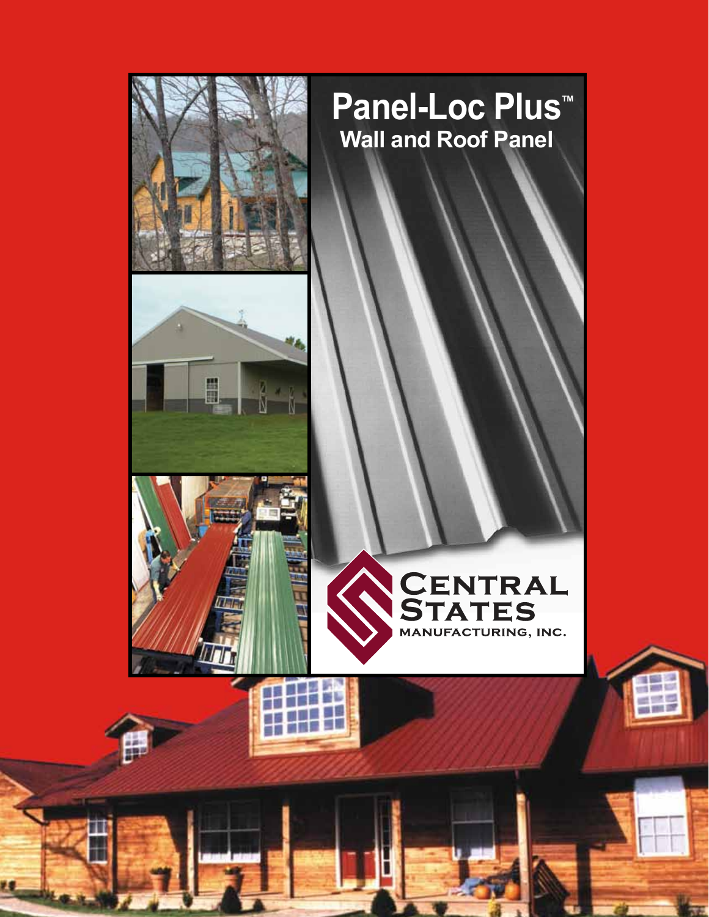# Panel-Loc Plus™

## Wall and Roof Panel

Central States Manufacturing, Inc.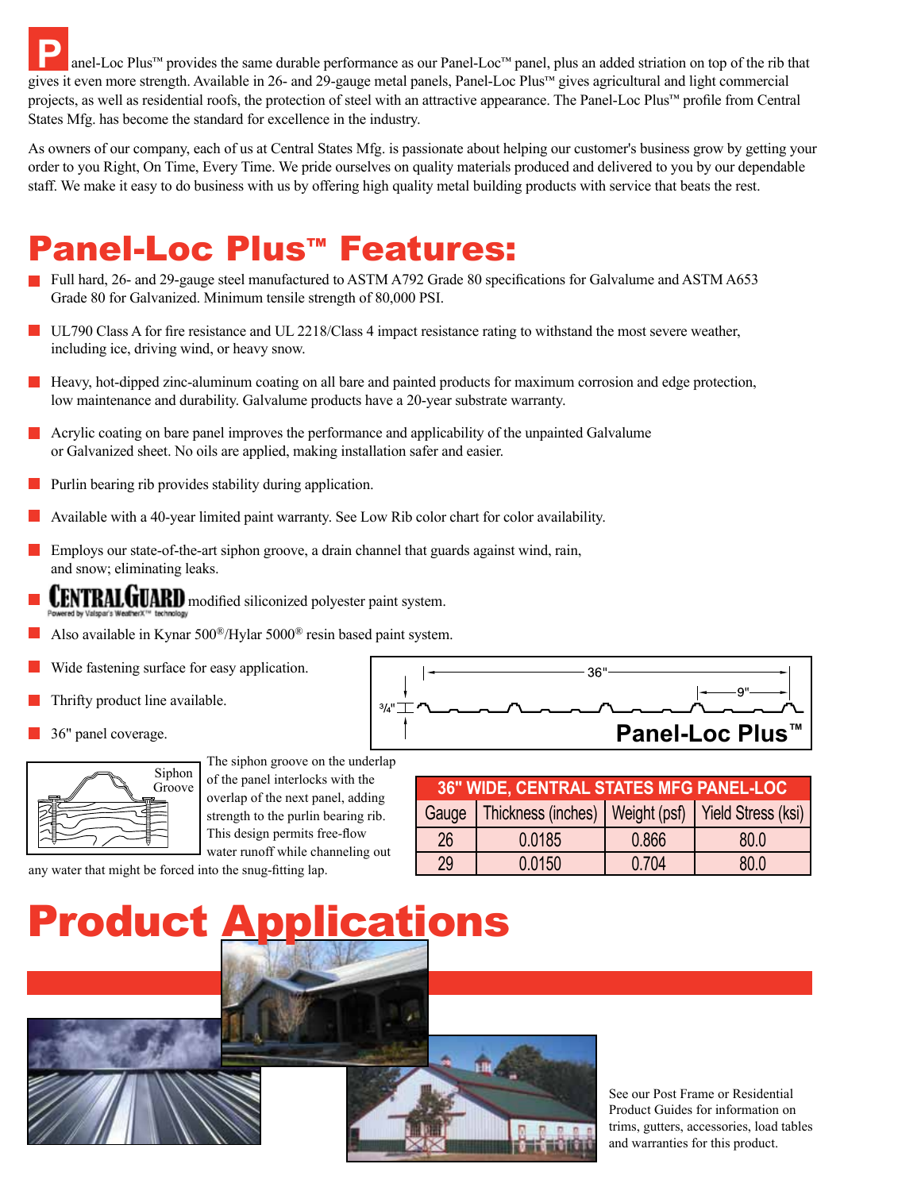Panel-Loc Plus™ provides the same durable performance as our Panel-Loc™ panel, plus an added striation on top of the rib that gives it even more strength. Available in 26- and 29-gauge metal panels, Panel-Loc Plus™ gives agricultural and light commercial projects, as well as residential roofs, the protection of steel with an attractive appearance. The Panel-Loc Plus™ profile from Central States Mfg. has become the standard for excellence in the industry.

As owners of our company, each of us at Central States Mfg. is passionate about helping our customer's business grow by getting your order to you Right, On Time, Every Time. We pride ourselves on quality materials produced and delivered to you by our dependable staff. We make it easy to do business with us by offering high quality metal building products with service that beats the rest.

# Panel-Loc Plus™ Features:

- Full hard, 26- and 29-gauge steel manufactured to ASTM A792 Grade 80 specifications for Galvalume and ASTM A653 Grade 80 for Galvanized. Minimum tensile strength of 80,000 PSI.
- UL790 Class A for fire resistance and UL 2218/Class 4 impact resistance rating to withstand the most severe weather, including ice, driving wind, or heavy snow.
- Heavy, hot-dipped zinc-aluminum coating on all bare and painted products for maximum corrosion and edge protection, low maintenance and durability. Galvalume products have a 20-year substrate warranty.
- Acrylic coating on bare panel improves the performance and applicability of the unpainted Galvalume or Galvanized sheet. No oils are applied, making installation safer and easier.
- Purlin bearing rib provides stability during application.
- Available with a 40-year limited paint warranty. See Low Rib color chart for color availability.
- Employs our state-of-the-art siphon groove, a drain channel that guards against wind, rain, and snow; eliminating leaks.
- CENTRAL GUARD (Powered by Valspar's WeatherX™ technology) modified siliconized polyester paint system.
- Also available in Kynar 500®/Hylar 5000® resin based paint system.
- Wide fastening surface for easy application.
- Thrifty product line available.
- 36" panel coverage.

36"
9"
3/4"
Panel-Loc Plus™

Siphon Groove

The siphon groove on the underlap of the panel interlocks with the overlap of the next panel, adding strength to the purlin bearing rib. This design permits free-flow water runoff while channeling out any water that might be forced into the snug-fitting lap.

| 36" WIDE, CENTRAL STATES MFG PANEL-LOC | | | |
|---|---|---|---|
| Gauge | Thickness (inches) | Weight (psf) | Yield Stress (ksi) |
| 26 | 0.0185 | 0.866 | 80.0 |
| 29 | 0.0150 | 0.704 | 80.0 |

# Product Applications

See our Post Frame or Residential Product Guides for information on trims, gutters, accessories, load tables and warranties for this product.